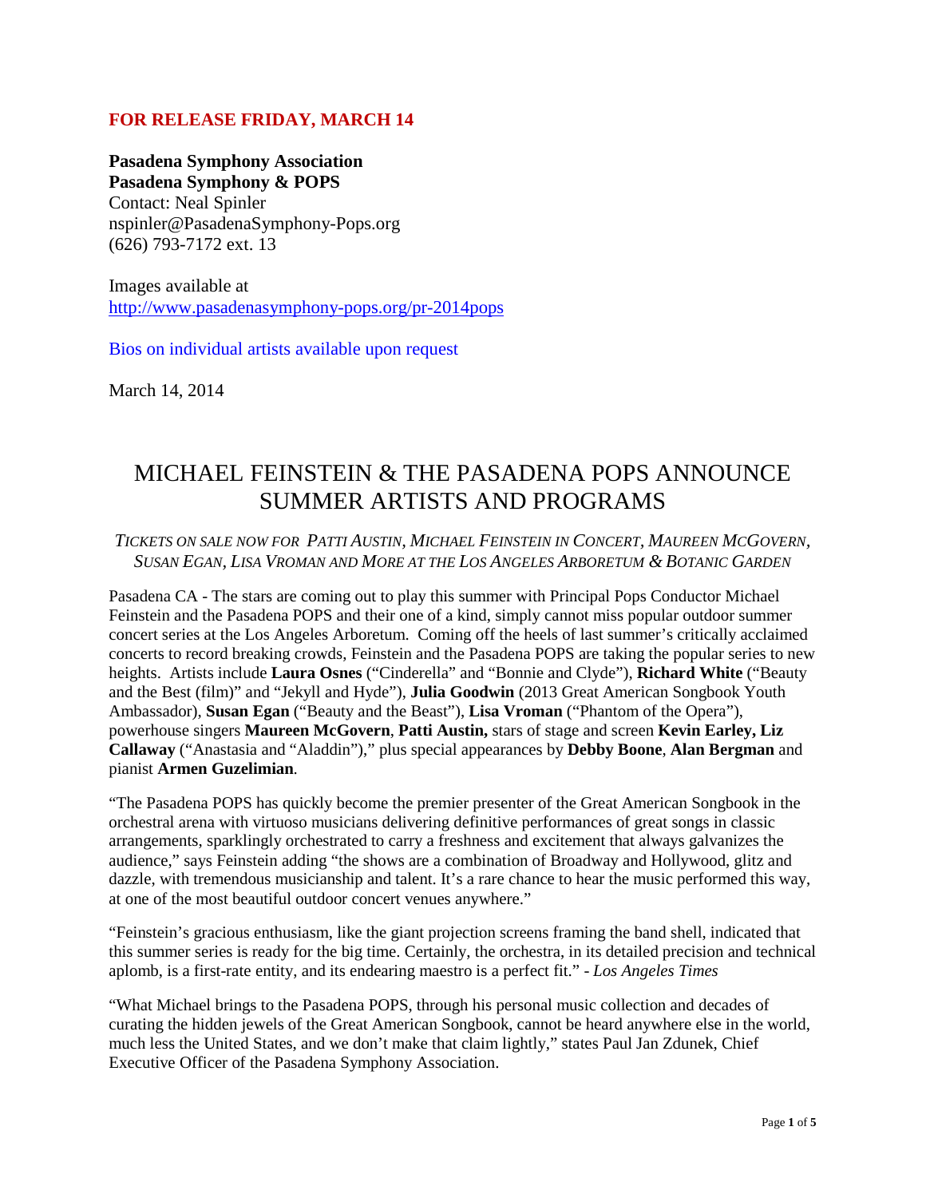**FOR RELEASE FRIDAY, MARCH 14**

**Pasadena Symphony Association**
**Pasadena Symphony & POPS**
Contact: Neal Spinler
nspinler@PasadenaSymphony-Pops.org
(626) 793-7172 ext. 13

Images available at
http://www.pasadenasymphony-pops.org/pr-2014pops

Bios on individual artists available upon request

March 14, 2014

# MICHAEL FEINSTEIN & THE PASADENA POPS ANNOUNCE SUMMER ARTISTS AND PROGRAMS

*TICKETS ON SALE NOW FOR PATTI AUSTIN, MICHAEL FEINSTEIN IN CONCERT, MAUREEN MCGOVERN, SUSAN EGAN, LISA VROMAN AND MORE AT THE LOS ANGELES ARBORETUM & BOTANIC GARDEN*

Pasadena CA - The stars are coming out to play this summer with Principal Pops Conductor Michael Feinstein and the Pasadena POPS and their one of a kind, simply cannot miss popular outdoor summer concert series at the Los Angeles Arboretum. Coming off the heels of last summer's critically acclaimed concerts to record breaking crowds, Feinstein and the Pasadena POPS are taking the popular series to new heights. Artists include **Laura Osnes** ("Cinderella" and "Bonnie and Clyde"), **Richard White** ("Beauty and the Best (film)" and "Jekyll and Hyde"), **Julia Goodwin** (2013 Great American Songbook Youth Ambassador), **Susan Egan** ("Beauty and the Beast"), **Lisa Vroman** ("Phantom of the Opera"), powerhouse singers **Maureen McGovern**, **Patti Austin,** stars of stage and screen **Kevin Earley, Liz Callaway** ("Anastasia and "Aladdin")," plus special appearances by **Debby Boone**, **Alan Bergman** and pianist **Armen Guzelimian**.

"The Pasadena POPS has quickly become the premier presenter of the Great American Songbook in the orchestral arena with virtuoso musicians delivering definitive performances of great songs in classic arrangements, sparklingly orchestrated to carry a freshness and excitement that always galvanizes the audience," says Feinstein adding "the shows are a combination of Broadway and Hollywood, glitz and dazzle, with tremendous musicianship and talent. It's a rare chance to hear the music performed this way, at one of the most beautiful outdoor concert venues anywhere."

"Feinstein's gracious enthusiasm, like the giant projection screens framing the band shell, indicated that this summer series is ready for the big time. Certainly, the orchestra, in its detailed precision and technical aplomb, is a first-rate entity, and its endearing maestro is a perfect fit." - *Los Angeles Times*

"What Michael brings to the Pasadena POPS, through his personal music collection and decades of curating the hidden jewels of the Great American Songbook, cannot be heard anywhere else in the world, much less the United States, and we don't make that claim lightly," states Paul Jan Zdunek, Chief Executive Officer of the Pasadena Symphony Association.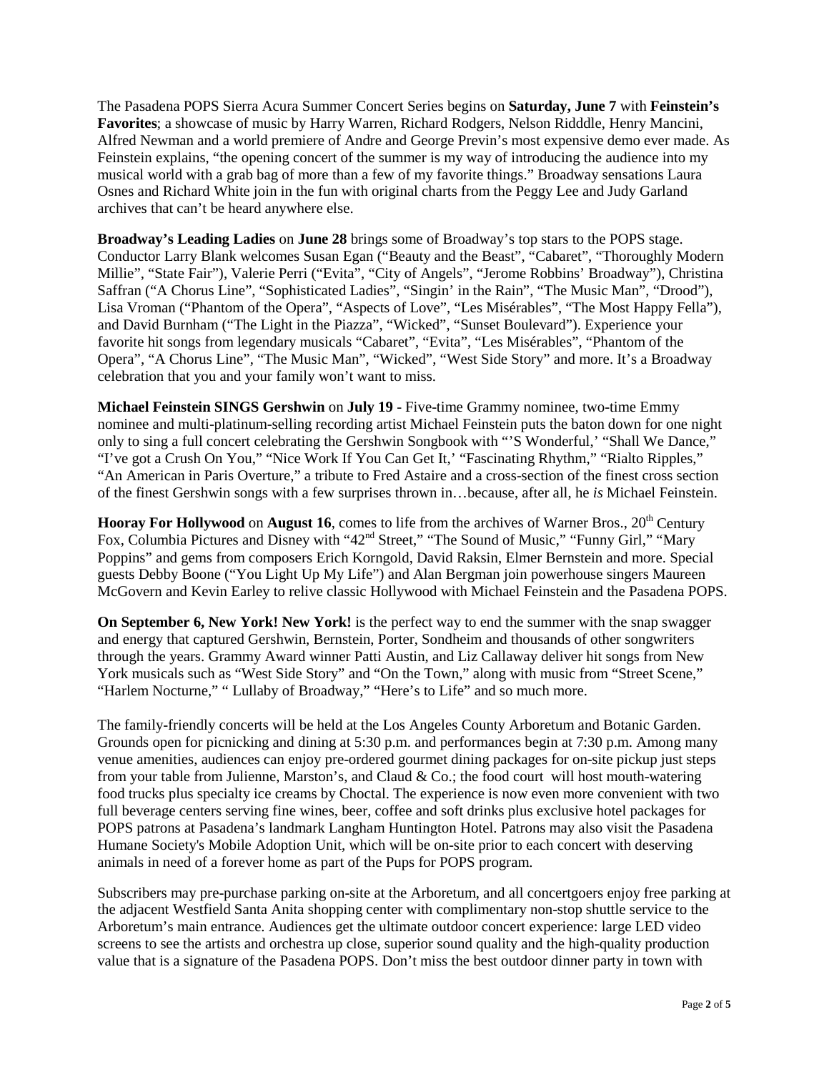The Pasadena POPS Sierra Acura Summer Concert Series begins on **Saturday, June 7** with **Feinstein's Favorites**; a showcase of music by Harry Warren, Richard Rodgers, Nelson Ridddle, Henry Mancini, Alfred Newman and a world premiere of Andre and George Previn's most expensive demo ever made. As Feinstein explains, "the opening concert of the summer is my way of introducing the audience into my musical world with a grab bag of more than a few of my favorite things." Broadway sensations Laura Osnes and Richard White join in the fun with original charts from the Peggy Lee and Judy Garland archives that can't be heard anywhere else.

**Broadway's Leading Ladies** on **June 28** brings some of Broadway's top stars to the POPS stage. Conductor Larry Blank welcomes Susan Egan ("Beauty and the Beast", "Cabaret", "Thoroughly Modern Millie", "State Fair"), Valerie Perri ("Evita", "City of Angels", "Jerome Robbins' Broadway"), Christina Saffran ("A Chorus Line", "Sophisticated Ladies", "Singin' in the Rain", "The Music Man", "Drood"), Lisa Vroman ("Phantom of the Opera", "Aspects of Love", "Les Misérables", "The Most Happy Fella"), and David Burnham ("The Light in the Piazza", "Wicked", "Sunset Boulevard"). Experience your favorite hit songs from legendary musicals "Cabaret", "Evita", "Les Misérables", "Phantom of the Opera", "A Chorus Line", "The Music Man", "Wicked", "West Side Story" and more. It's a Broadway celebration that you and your family won't want to miss.

**Michael Feinstein SINGS Gershwin** on **July 19** - Five-time Grammy nominee, two-time Emmy nominee and multi-platinum-selling recording artist Michael Feinstein puts the baton down for one night only to sing a full concert celebrating the Gershwin Songbook with "'S Wonderful,' "Shall We Dance," "I've got a Crush On You," "Nice Work If You Can Get It,' "Fascinating Rhythm," "Rialto Ripples," "An American in Paris Overture," a tribute to Fred Astaire and a cross-section of the finest cross section of the finest Gershwin songs with a few surprises thrown in…because, after all, he *is* Michael Feinstein.

**Hooray For Hollywood** on **August 16**, comes to life from the archives of Warner Bros., 20th Century Fox, Columbia Pictures and Disney with "42nd Street," "The Sound of Music," "Funny Girl," "Mary Poppins" and gems from composers Erich Korngold, David Raksin, Elmer Bernstein and more. Special guests Debby Boone ("You Light Up My Life") and Alan Bergman join powerhouse singers Maureen McGovern and Kevin Earley to relive classic Hollywood with Michael Feinstein and the Pasadena POPS.

**On September 6, New York! New York!** is the perfect way to end the summer with the snap swagger and energy that captured Gershwin, Bernstein, Porter, Sondheim and thousands of other songwriters through the years. Grammy Award winner Patti Austin, and Liz Callaway deliver hit songs from New York musicals such as "West Side Story" and "On the Town," along with music from "Street Scene," "Harlem Nocturne," " Lullaby of Broadway," "Here's to Life" and so much more.

The family-friendly concerts will be held at the Los Angeles County Arboretum and Botanic Garden. Grounds open for picnicking and dining at 5:30 p.m. and performances begin at 7:30 p.m. Among many venue amenities, audiences can enjoy pre-ordered gourmet dining packages for on-site pickup just steps from your table from Julienne, Marston's, and Claud & Co.; the food court will host mouth-watering food trucks plus specialty ice creams by Choctal. The experience is now even more convenient with two full beverage centers serving fine wines, beer, coffee and soft drinks plus exclusive hotel packages for POPS patrons at Pasadena's landmark Langham Huntington Hotel. Patrons may also visit the Pasadena Humane Society's Mobile Adoption Unit, which will be on-site prior to each concert with deserving animals in need of a forever home as part of the Pups for POPS program.

Subscribers may pre-purchase parking on-site at the Arboretum, and all concertgoers enjoy free parking at the adjacent Westfield Santa Anita shopping center with complimentary non-stop shuttle service to the Arboretum's main entrance. Audiences get the ultimate outdoor concert experience: large LED video screens to see the artists and orchestra up close, superior sound quality and the high-quality production value that is a signature of the Pasadena POPS. Don't miss the best outdoor dinner party in town with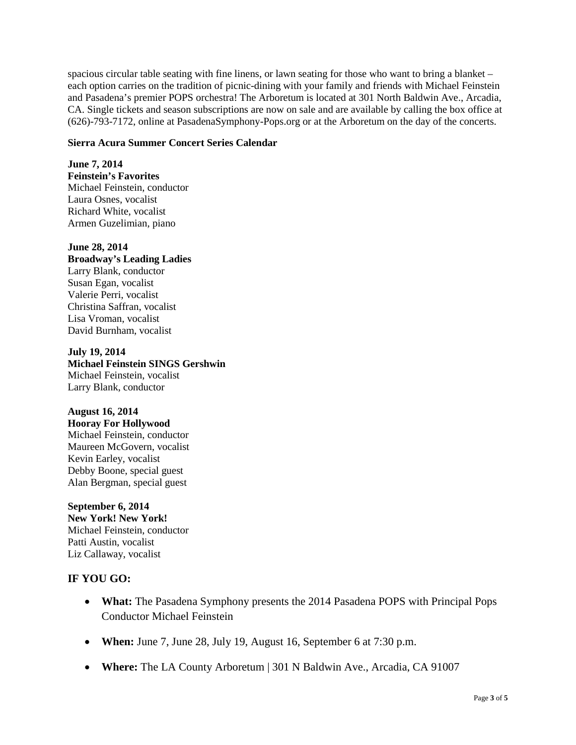spacious circular table seating with fine linens, or lawn seating for those who want to bring a blanket – each option carries on the tradition of picnic-dining with your family and friends with Michael Feinstein and Pasadena's premier POPS orchestra! The Arboretum is located at 301 North Baldwin Ave., Arcadia, CA. Single tickets and season subscriptions are now on sale and are available by calling the box office at (626)-793-7172, online at PasadenaSymphony-Pops.org or at the Arboretum on the day of the concerts.

**Sierra Acura Summer Concert Series Calendar**

**June 7, 2014**
**Feinstein's Favorites**
Michael Feinstein, conductor
Laura Osnes, vocalist
Richard White, vocalist
Armen Guzelimian, piano

**June 28, 2014**
**Broadway's Leading Ladies**
Larry Blank, conductor
Susan Egan, vocalist
Valerie Perri, vocalist
Christina Saffran, vocalist
Lisa Vroman, vocalist
David Burnham, vocalist

**July 19, 2014**
**Michael Feinstein SINGS Gershwin**
Michael Feinstein, vocalist
Larry Blank, conductor

**August 16, 2014**
**Hooray For Hollywood**
Michael Feinstein, conductor
Maureen McGovern, vocalist
Kevin Earley, vocalist
Debby Boone, special guest
Alan Bergman, special guest

**September 6, 2014**
**New York! New York!**
Michael Feinstein, conductor
Patti Austin, vocalist
Liz Callaway, vocalist

## IF YOU GO:

- **What:** The Pasadena Symphony presents the 2014 Pasadena POPS with Principal Pops Conductor Michael Feinstein
- **When:** June 7, June 28, July 19, August 16, September 6 at 7:30 p.m.
- **Where:** The LA County Arboretum | 301 N Baldwin Ave., Arcadia, CA 91007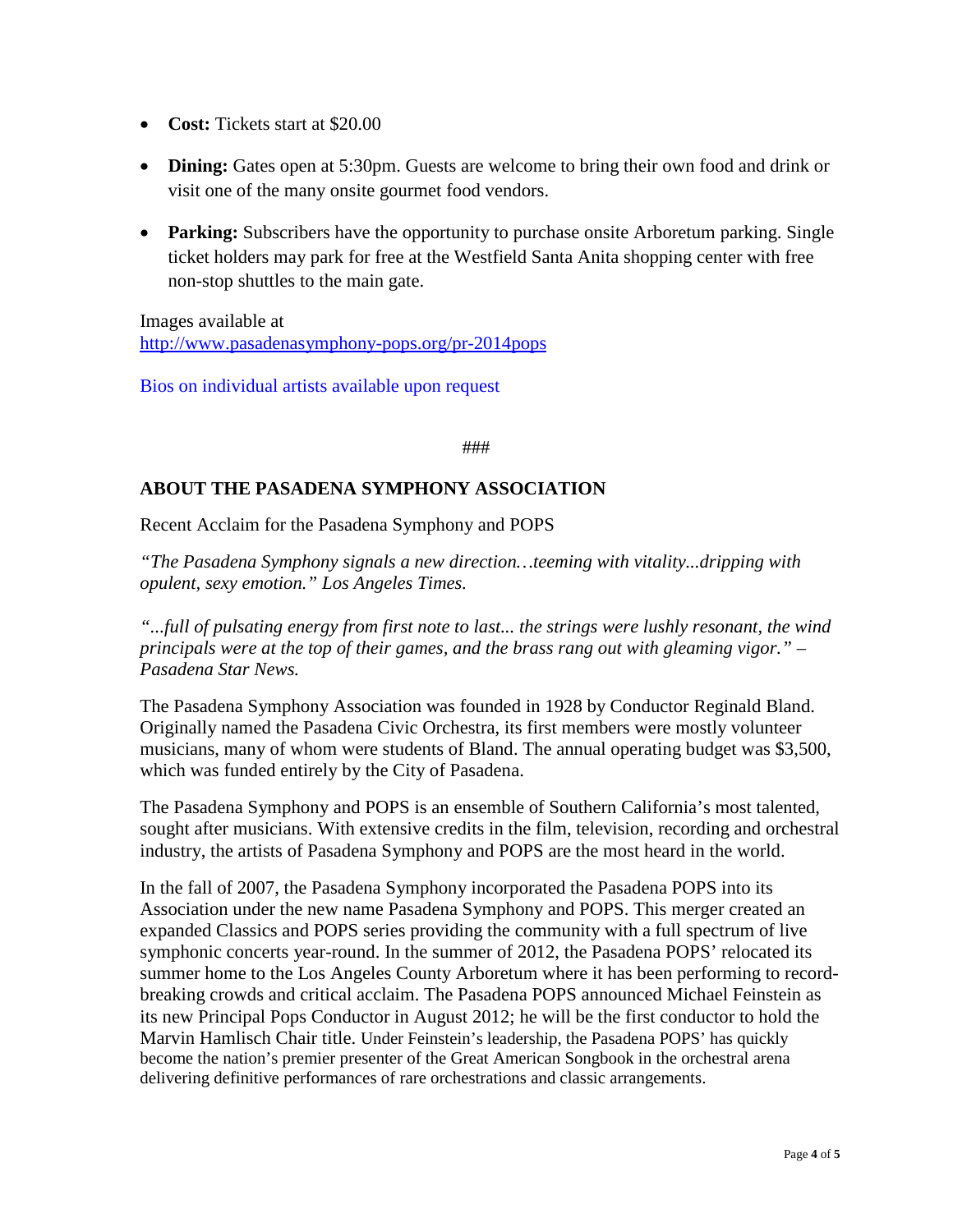- **Cost:** Tickets start at $20.00
- **Dining:** Gates open at 5:30pm. Guests are welcome to bring their own food and drink or visit one of the many onsite gourmet food vendors.
- **Parking:** Subscribers have the opportunity to purchase onsite Arboretum parking. Single ticket holders may park for free at the Westfield Santa Anita shopping center with free non-stop shuttles to the main gate.

Images available at
[http://www.pasadenasymphony-pops.org/pr-2014pops](http://www.pasadenasymphony-pops.org/pr-2014pops)

Bios on individual artists available upon request

###

## ABOUT THE PASADENA SYMPHONY ASSOCIATION

Recent Acclaim for the Pasadena Symphony and POPS

*"The Pasadena Symphony signals a new direction…teeming with vitality...dripping with opulent, sexy emotion." Los Angeles Times.*

*"...full of pulsating energy from first note to last... the strings were lushly resonant, the wind principals were at the top of their games, and the brass rang out with gleaming vigor." – Pasadena Star News.*

The Pasadena Symphony Association was founded in 1928 by Conductor Reginald Bland. Originally named the Pasadena Civic Orchestra, its first members were mostly volunteer musicians, many of whom were students of Bland. The annual operating budget was $3,500, which was funded entirely by the City of Pasadena.

The Pasadena Symphony and POPS is an ensemble of Southern California's most talented, sought after musicians. With extensive credits in the film, television, recording and orchestral industry, the artists of Pasadena Symphony and POPS are the most heard in the world.

In the fall of 2007, the Pasadena Symphony incorporated the Pasadena POPS into its Association under the new name Pasadena Symphony and POPS. This merger created an expanded Classics and POPS series providing the community with a full spectrum of live symphonic concerts year-round. In the summer of 2012, the Pasadena POPS' relocated its summer home to the Los Angeles County Arboretum where it has been performing to record-breaking crowds and critical acclaim. The Pasadena POPS announced Michael Feinstein as its new Principal Pops Conductor in August 2012; he will be the first conductor to hold the Marvin Hamlisch Chair title. Under Feinstein's leadership, the Pasadena POPS' has quickly become the nation's premier presenter of the Great American Songbook in the orchestral arena delivering definitive performances of rare orchestrations and classic arrangements.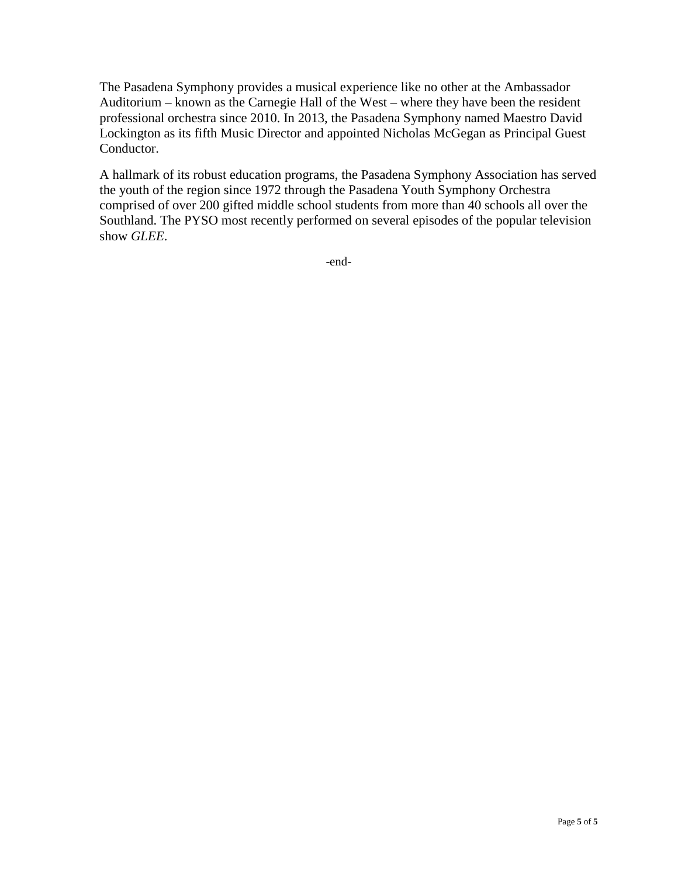The Pasadena Symphony provides a musical experience like no other at the Ambassador Auditorium – known as the Carnegie Hall of the West – where they have been the resident professional orchestra since 2010. In 2013, the Pasadena Symphony named Maestro David Lockington as its fifth Music Director and appointed Nicholas McGegan as Principal Guest Conductor.

A hallmark of its robust education programs, the Pasadena Symphony Association has served the youth of the region since 1972 through the Pasadena Youth Symphony Orchestra comprised of over 200 gifted middle school students from more than 40 schools all over the Southland. The PYSO most recently performed on several episodes of the popular television show *GLEE*.

-end-